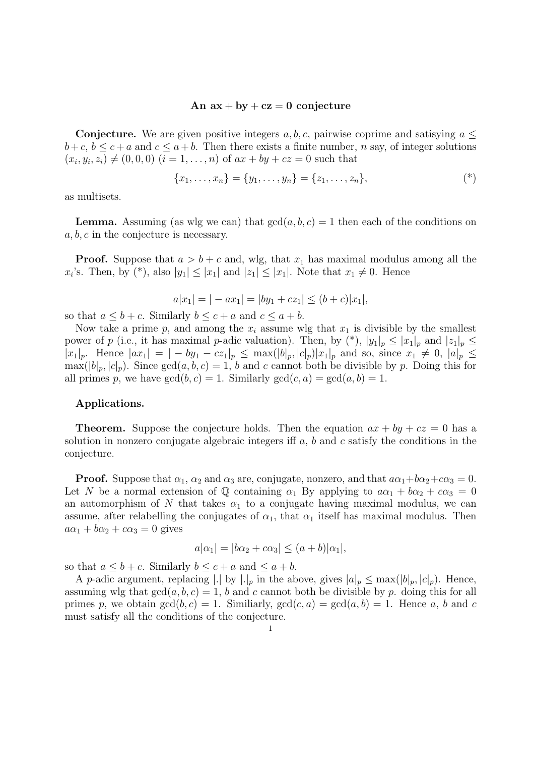**An $\mathbf{ax + by + cz = 0}$ conjecture**

**Conjecture.** We are given positive integers $a, b, c$, pairwise coprime and satisying $a \leq b + c$, $b \leq c + a$ and $c \leq a + b$. Then there exists a finite number, $n$ say, of integer solutions $(x_i, y_i, z_i) \neq (0, 0, 0)$ $(i = 1, \ldots, n)$ of $ax + by + cz = 0$ such that

$$\{x_1, \ldots, x_n\} = \{y_1, \ldots, y_n\} = \{z_1, \ldots, z_n\}, \tag{*}$$

as multisets.

**Lemma.** Assuming (as wlg we can) that $\gcd(a, b, c) = 1$ then each of the conditions on $a, b, c$ in the conjecture is necessary.

**Proof.** Suppose that $a > b + c$ and, wlg, that $x_1$ has maximal modulus among all the $x_i$'s. Then, by (*), also $|y_1| \leq |x_1|$ and $|z_1| \leq |x_1|$. Note that $x_1 \neq 0$. Hence

$$a|x_1| = |-ax_1| = |by_1 + cz_1| \leq (b + c)|x_1|,$$

so that $a \leq b + c$. Similarly $b \leq c + a$ and $c \leq a + b$.

Now take a prime $p$, and among the $x_i$ assume wlg that $x_1$ is divisible by the smallest power of $p$ (i.e., it has maximal $p$-adic valuation). Then, by (*), $|y_1|_p \leq |x_1|_p$ and $|z_1|_p \leq |x_1|_p$. Hence $|ax_1| = |-by_1 - cz_1|_p \leq \max(|b|_p, |c|_p)|x_1|_p$ and so, since $x_1 \neq 0$, $|a|_p \leq \max(|b|_p, |c|_p)$. Since $\gcd(a, b, c) = 1$, $b$ and $c$ cannot both be divisible by $p$. Doing this for all primes $p$, we have $\gcd(b, c) = 1$. Similarly $\gcd(c, a) = \gcd(a, b) = 1$.

**Applications.**

**Theorem.** Suppose the conjecture holds. Then the equation $ax + by + cz = 0$ has a solution in nonzero conjugate algebraic integers iff $a$, $b$ and $c$ satisfy the conditions in the conjecture.

**Proof.** Suppose that $\alpha_1$, $\alpha_2$ and $\alpha_3$ are, conjugate, nonzero, and that $a\alpha_1 + b\alpha_2 + c\alpha_3 = 0$. Let $N$ be a normal extension of $\mathbb{Q}$ containing $\alpha_1$ By applying to $a\alpha_1 + b\alpha_2 + c\alpha_3 = 0$ an automorphism of $N$ that takes $\alpha_1$ to a conjugate having maximal modulus, we can assume, after relabelling the conjugates of $\alpha_1$, that $\alpha_1$ itself has maximal modulus. Then $a\alpha_1 + b\alpha_2 + c\alpha_3 = 0$ gives

$$a|\alpha_1| = |b\alpha_2 + c\alpha_3| \leq (a + b)|\alpha_1|,$$

so that $a \leq b + c$. Similarly $b \leq c + a$ and $\leq a + b$.

A $p$-adic argument, replacing $|.|$ by $|.|_p$ in the above, gives $|a|_p \leq \max(|b|_p, |c|_p)$. Hence, assuming wlg that $\gcd(a, b, c) = 1$, $b$ and $c$ cannot both be divisible by $p$. doing this for all primes $p$, we obtain $\gcd(b, c) = 1$. Similiarly, $\gcd(c, a) = \gcd(a, b) = 1$. Hence $a$, $b$ and $c$ must satisfy all the conditions of the conjecture.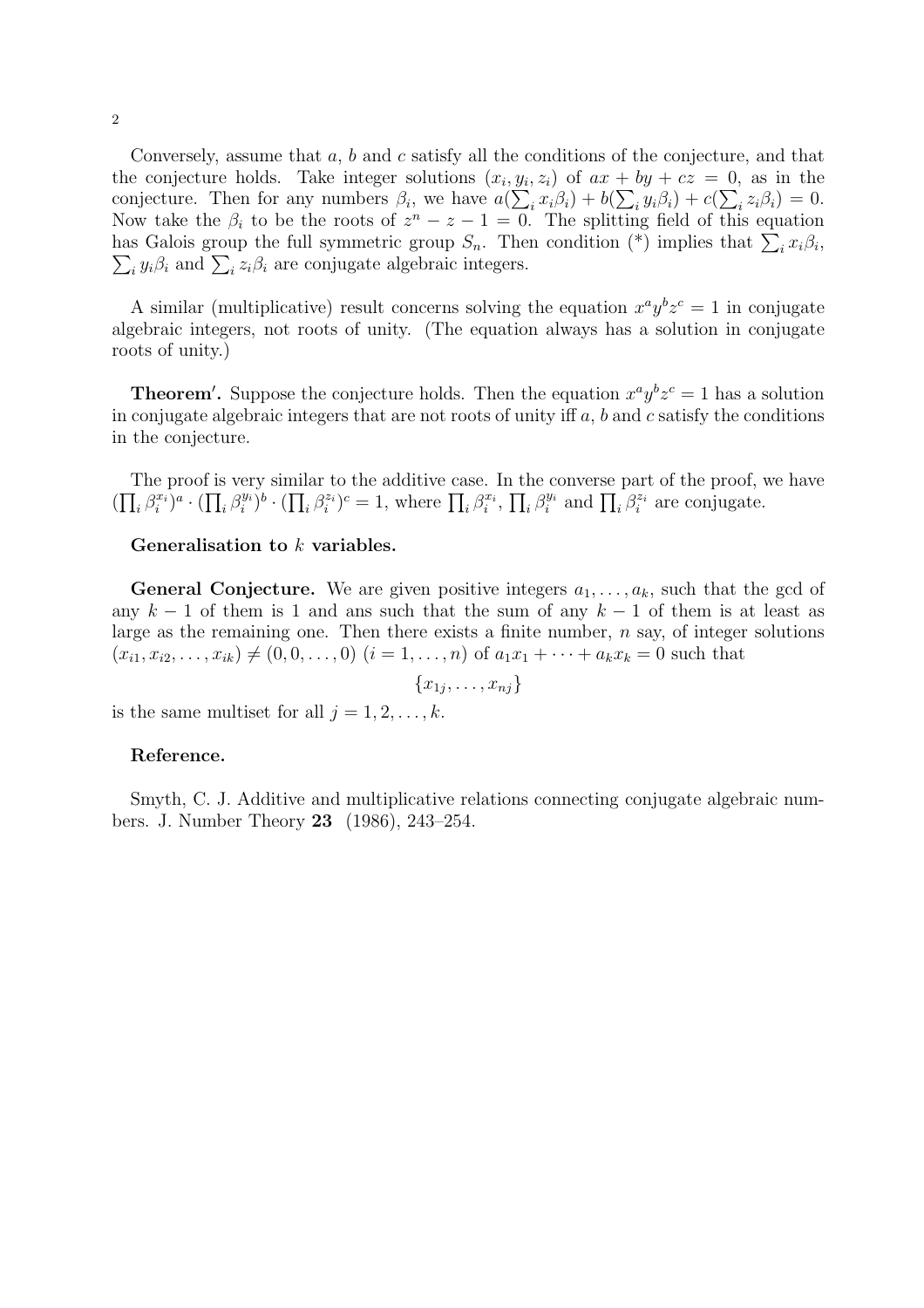Conversely, assume that $a$, $b$ and $c$ satisfy all the conditions of the conjecture, and that the conjecture holds. Take integer solutions $(x_i, y_i, z_i)$ of $ax + by + cz = 0$, as in the conjecture. Then for any numbers $\beta_i$, we have $a(\sum_i x_i\beta_i) + b(\sum_i y_i\beta_i) + c(\sum_i z_i\beta_i) = 0$. Now take the $\beta_i$ to be the roots of $z^n - z - 1 = 0$. The splitting field of this equation has Galois group the full symmetric group $S_n$. Then condition (*) implies that $\sum_i x_i\beta_i$, $\sum_i y_i\beta_i$ and $\sum_i z_i\beta_i$ are conjugate algebraic integers.

A similar (multiplicative) result concerns solving the equation $x^a y^b z^c = 1$ in conjugate algebraic integers, not roots of unity. (The equation always has a solution in conjugate roots of unity.)

**Theorem′.** Suppose the conjecture holds. Then the equation $x^a y^b z^c = 1$ has a solution in conjugate algebraic integers that are not roots of unity iff $a$, $b$ and $c$ satisfy the conditions in the conjecture.

The proof is very similar to the additive case. In the converse part of the proof, we have $(\prod_i \beta_i^{x_i})^a \cdot (\prod_i \beta_i^{y_i})^b \cdot (\prod_i \beta_i^{z_i})^c = 1$, where $\prod_i \beta_i^{x_i}$, $\prod_i \beta_i^{y_i}$ and $\prod_i \beta_i^{z_i}$ are conjugate.

**Generalisation to $k$ variables.**

**General Conjecture.** We are given positive integers $a_1, \ldots, a_k$, such that the gcd of any $k-1$ of them is 1 and ans such that the sum of any $k-1$ of them is at least as large as the remaining one. Then there exists a finite number, $n$ say, of integer solutions $(x_{i1}, x_{i2}, \ldots, x_{ik}) \neq (0, 0, \ldots, 0)$ $(i = 1, \ldots, n)$ of $a_1x_1 + \cdots + a_kx_k = 0$ such that

$$\{x_{1j}, \ldots, x_{nj}\}$$

is the same multiset for all $j = 1, 2, \ldots, k$.

**Reference.**

Smyth, C. J. Additive and multiplicative relations connecting conjugate algebraic numbers. J. Number Theory **23** (1986), 243–254.